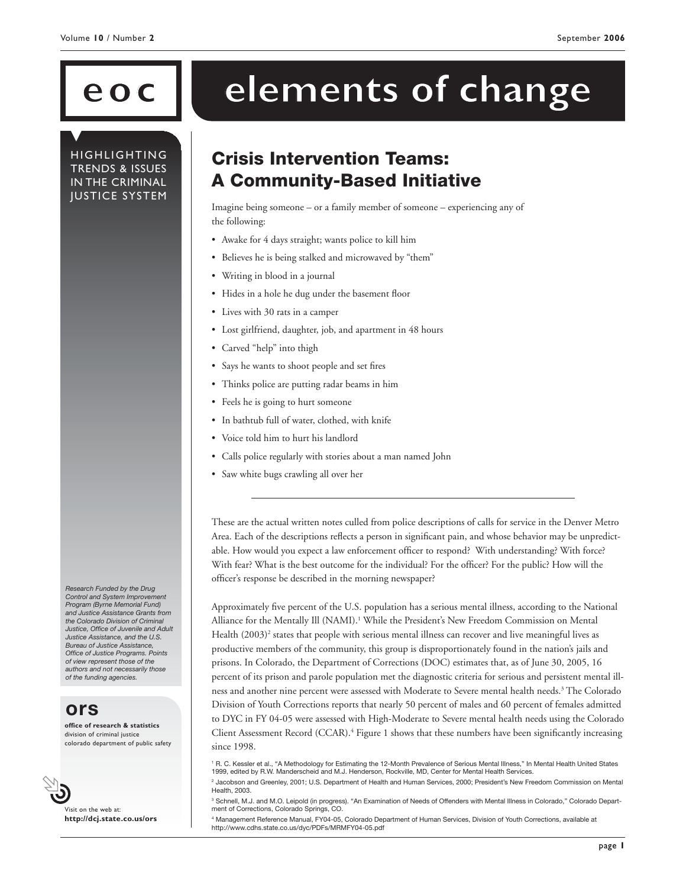# elements of change

HIGHLIGHTING TRENDS & ISSUES IN THE CRIMINAL JUSTICE SYSTEM

## Crisis Intervention Teams: A Community-Based Initiative

Imagine being someone – or a family member of someone – experiencing any of the following:

- Awake for 4 days straight; wants police to kill him
- Believes he is being stalked and microwaved by "them"
- Writing in blood in a journal
- Hides in a hole he dug under the basement floor
- Lives with 30 rats in a camper
- Lost girlfriend, daughter, job, and apartment in 48 hours
- Carved "help" into thigh
- Says he wants to shoot people and set fires
- Thinks police are putting radar beams in him
- Feels he is going to hurt someone
- In bathtub full of water, clothed, with knife
- Voice told him to hurt his landlord
- Calls police regularly with stories about a man named John
- Saw white bugs crawling all over her

---

These are the actual written notes culled from police descriptions of calls for service in the Denver Metro Area. Each of the descriptions reflects a person in significant pain, and whose behavior may be unpredictable. How would you expect a law enforcement officer to respond? With understanding? With force? With fear? What is the best outcome for the individual? For the officer? For the public? How will the officer's response be described in the morning newspaper?

Approximately five percent of the U.S. population has a serious mental illness, according to the National Alliance for the Mentally Ill (NAMI).[1] While the President's New Freedom Commission on Mental Health (2003)[2] states that people with serious mental illness can recover and live meaningful lives as productive members of the community, this group is disproportionately found in the nation's jails and prisons. In Colorado, the Department of Corrections (DOC) estimates that, as of June 30, 2005, 16 percent of its prison and parole population met the diagnostic criteria for serious and persistent mental illness and another nine percent were assessed with Moderate to Severe mental health needs.[3] The Colorado Division of Youth Corrections reports that nearly 50 percent of males and 60 percent of females admitted to DYC in FY 04-05 were assessed with High-Moderate to Severe mental health needs using the Colorado Client Assessment Record (CCAR).[4] Figure 1 shows that these numbers have been significantly increasing since 1998.

[1] R. C. Kessler et al., "A Methodology for Estimating the 12-Month Prevalence of Serious Mental Illness," In Mental Health United States 1999, edited by R.W. Manderscheid and M.J. Henderson, Rockville, MD, Center for Mental Health Services.

[2] Jacobson and Greenley, 2001; U.S. Department of Health and Human Services, 2000; President's New Freedom Commission on Mental Health, 2003.

[3] Schnell, M.J. and M.O. Leipold (in progress). "An Examination of Needs of Offenders with Mental Illness in Colorado," Colorado Department of Corrections, Colorado Springs, CO.

[4] Management Reference Manual, FY04-05, Colorado Department of Human Services, Division of Youth Corrections, available at http://www.cdhs.state.co.us/dyc/PDFs/MRMFY04-05.pdf

*Research Funded by the Drug Control and System Improvement Program (Byrne Memorial Fund) and Justice Assistance Grants from the Colorado Division of Criminal Justice, Office of Juvenile and Adult Justice Assistance, and the U.S. Bureau of Justice Assistance, Office of Justice Programs. Points of view represent those of the authors and not necessarily those of the funding agencies.*

**ors**

**office of research & statistics**
division of criminal justice
colorado department of public safety

Visit on the web at:
**http://dcj.state.co.us/ors**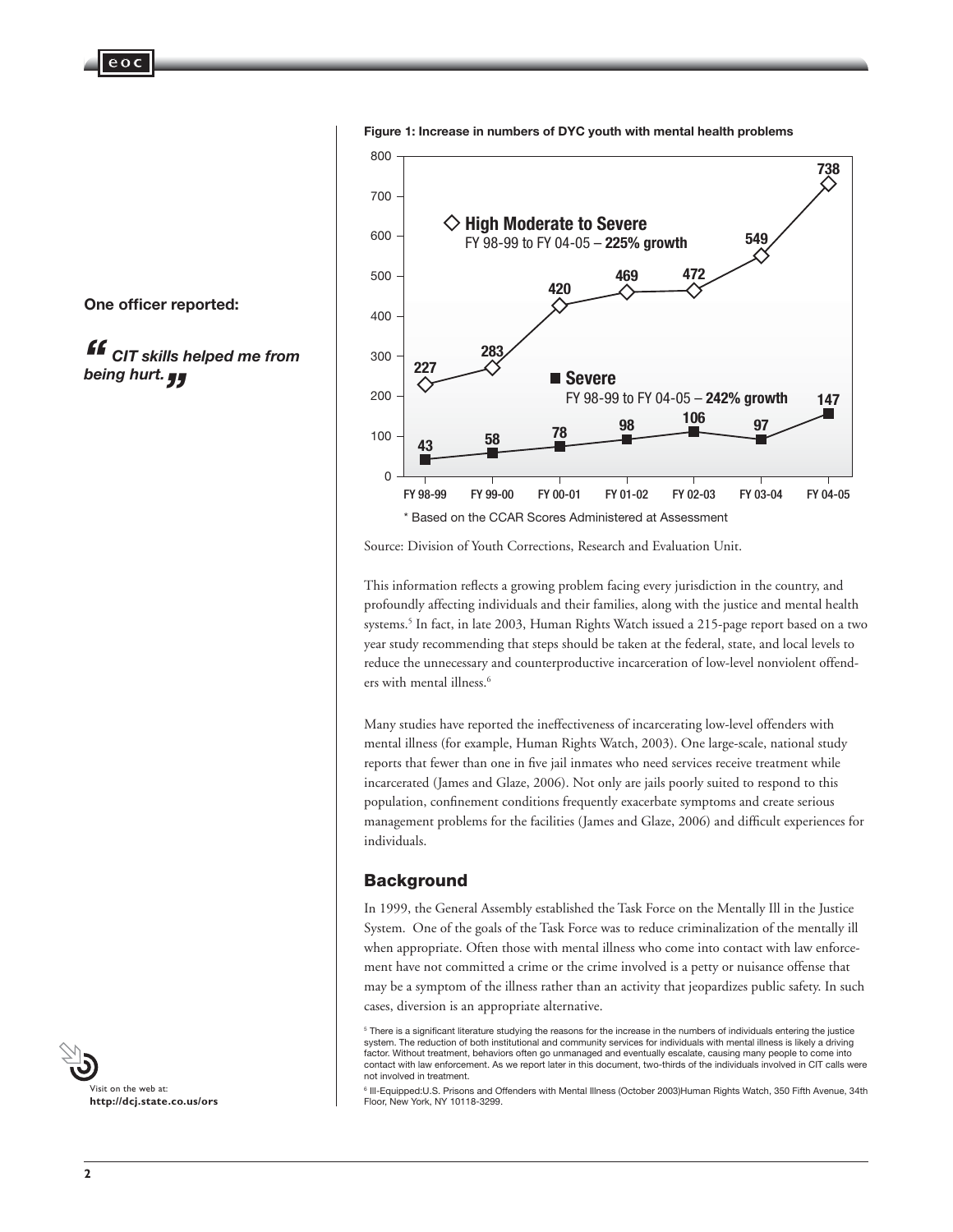**One officer reported:**

***"CIT skills helped me from being hurt."***

**Figure 1: Increase in numbers of DYC youth with mental health problems**

| | FY 98-99 | FY 99-00 | FY 00-01 | FY 01-02 | FY 02-03 | FY 03-04 | FY 04-05 |
|---|---|---|---|---|---|---|---|
| High Moderate to Severe (FY 98-99 to FY 04-05 – **225% growth**) | 227 | 283 | 420 | 469 | 472 | 549 | 738 |
| Severe (FY 98-99 to FY 04-05 – **242% growth**) | 43 | 58 | 78 | 98 | 106 | 97 | 147 |

\* Based on the CCAR Scores Administered at Assessment

Source: Division of Youth Corrections, Research and Evaluation Unit.

This information reflects a growing problem facing every jurisdiction in the country, and profoundly affecting individuals and their families, along with the justice and mental health systems.[5] In fact, in late 2003, Human Rights Watch issued a 215-page report based on a two year study recommending that steps should be taken at the federal, state, and local levels to reduce the unnecessary and counterproductive incarceration of low-level nonviolent offenders with mental illness.[6]

Many studies have reported the ineffectiveness of incarcerating low-level offenders with mental illness (for example, Human Rights Watch, 2003). One large-scale, national study reports that fewer than one in five jail inmates who need services receive treatment while incarcerated (James and Glaze, 2006). Not only are jails poorly suited to respond to this population, confinement conditions frequently exacerbate symptoms and create serious management problems for the facilities (James and Glaze, 2006) and difficult experiences for individuals.

## Background

In 1999, the General Assembly established the Task Force on the Mentally Ill in the Justice System. One of the goals of the Task Force was to reduce criminalization of the mentally ill when appropriate. Often those with mental illness who come into contact with law enforcement have not committed a crime or the crime involved is a petty or nuisance offense that may be a symptom of the illness rather than an activity that jeopardizes public safety. In such cases, diversion is an appropriate alternative.

[5] There is a significant literature studying the reasons for the increase in the numbers of individuals entering the justice system. The reduction of both institutional and community services for individuals with mental illness is likely a driving factor. Without treatment, behaviors often go unmanaged and eventually escalate, causing many people to come into contact with law enforcement. As we report later in this document, two-thirds of the individuals involved in CIT calls were not involved in treatment.

[6] Ill-Equipped:U.S. Prisons and Offenders with Mental Illness (October 2003)Human Rights Watch, 350 Fifth Avenue, 34th Floor, New York, NY 10118-3299.

Visit on the web at:
**http://dcj.state.co.us/ors**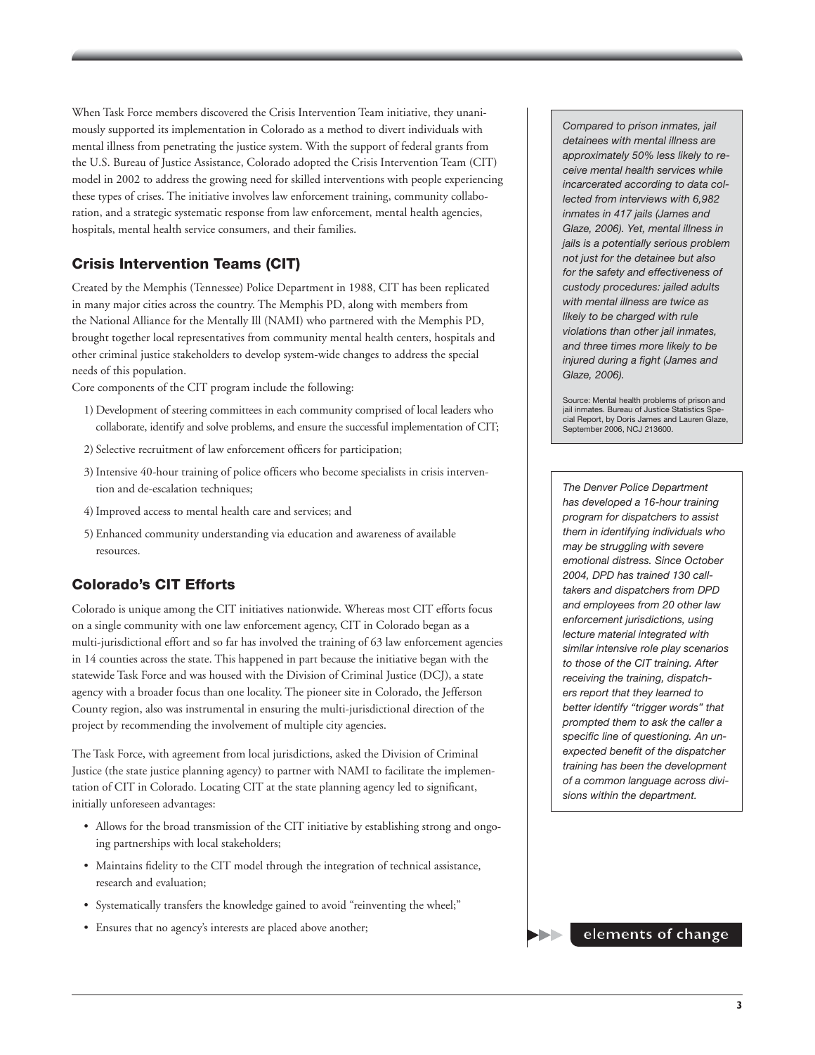When Task Force members discovered the Crisis Intervention Team initiative, they unanimously supported its implementation in Colorado as a method to divert individuals with mental illness from penetrating the justice system. With the support of federal grants from the U.S. Bureau of Justice Assistance, Colorado adopted the Crisis Intervention Team (CIT) model in 2002 to address the growing need for skilled interventions with people experiencing these types of crises. The initiative involves law enforcement training, community collaboration, and a strategic systematic response from law enforcement, mental health agencies, hospitals, mental health service consumers, and their families.

## Crisis Intervention Teams (CIT)

Created by the Memphis (Tennessee) Police Department in 1988, CIT has been replicated in many major cities across the country. The Memphis PD, along with members from the National Alliance for the Mentally Ill (NAMI) who partnered with the Memphis PD, brought together local representatives from community mental health centers, hospitals and other criminal justice stakeholders to develop system-wide changes to address the special needs of this population.

Core components of the CIT program include the following:

1) Development of steering committees in each community comprised of local leaders who collaborate, identify and solve problems, and ensure the successful implementation of CIT;
2) Selective recruitment of law enforcement officers for participation;
3) Intensive 40-hour training of police officers who become specialists in crisis intervention and de-escalation techniques;
4) Improved access to mental health care and services; and
5) Enhanced community understanding via education and awareness of available resources.

## Colorado's CIT Efforts

Colorado is unique among the CIT initiatives nationwide. Whereas most CIT efforts focus on a single community with one law enforcement agency, CIT in Colorado began as a multi-jurisdictional effort and so far has involved the training of 63 law enforcement agencies in 14 counties across the state. This happened in part because the initiative began with the statewide Task Force and was housed with the Division of Criminal Justice (DCJ), a state agency with a broader focus than one locality. The pioneer site in Colorado, the Jefferson County region, also was instrumental in ensuring the multi-jurisdictional direction of the project by recommending the involvement of multiple city agencies.

The Task Force, with agreement from local jurisdictions, asked the Division of Criminal Justice (the state justice planning agency) to partner with NAMI to facilitate the implementation of CIT in Colorado. Locating CIT at the state planning agency led to significant, initially unforeseen advantages:

- Allows for the broad transmission of the CIT initiative by establishing strong and ongoing partnerships with local stakeholders;
- Maintains fidelity to the CIT model through the integration of technical assistance, research and evaluation;
- Systematically transfers the knowledge gained to avoid "reinventing the wheel;"
- Ensures that no agency's interests are placed above another;

*Compared to prison inmates, jail detainees with mental illness are approximately 50% less likely to receive mental health services while incarcerated according to data collected from interviews with 6,982 inmates in 417 jails (James and Glaze, 2006). Yet, mental illness in jails is a potentially serious problem not just for the detainee but also for the safety and effectiveness of custody procedures: jailed adults with mental illness are twice as likely to be charged with rule violations than other jail inmates, and three times more likely to be injured during a fight (James and Glaze, 2006).*

Source: Mental health problems of prison and jail inmates. Bureau of Justice Statistics Special Report, by Doris James and Lauren Glaze, September 2006, NCJ 213600.

*The Denver Police Department has developed a 16-hour training program for dispatchers to assist them in identifying individuals who may be struggling with severe emotional distress. Since October 2004, DPD has trained 130 call-takers and dispatchers from DPD and employees from 20 other law enforcement jurisdictions, using lecture material integrated with similar intensive role play scenarios to those of the CIT training. After receiving the training, dispatchers report that they learned to better identify "trigger words" that prompted them to ask the caller a specific line of questioning. An unexpected benefit of the dispatcher training has been the development of a common language across divisions within the department.*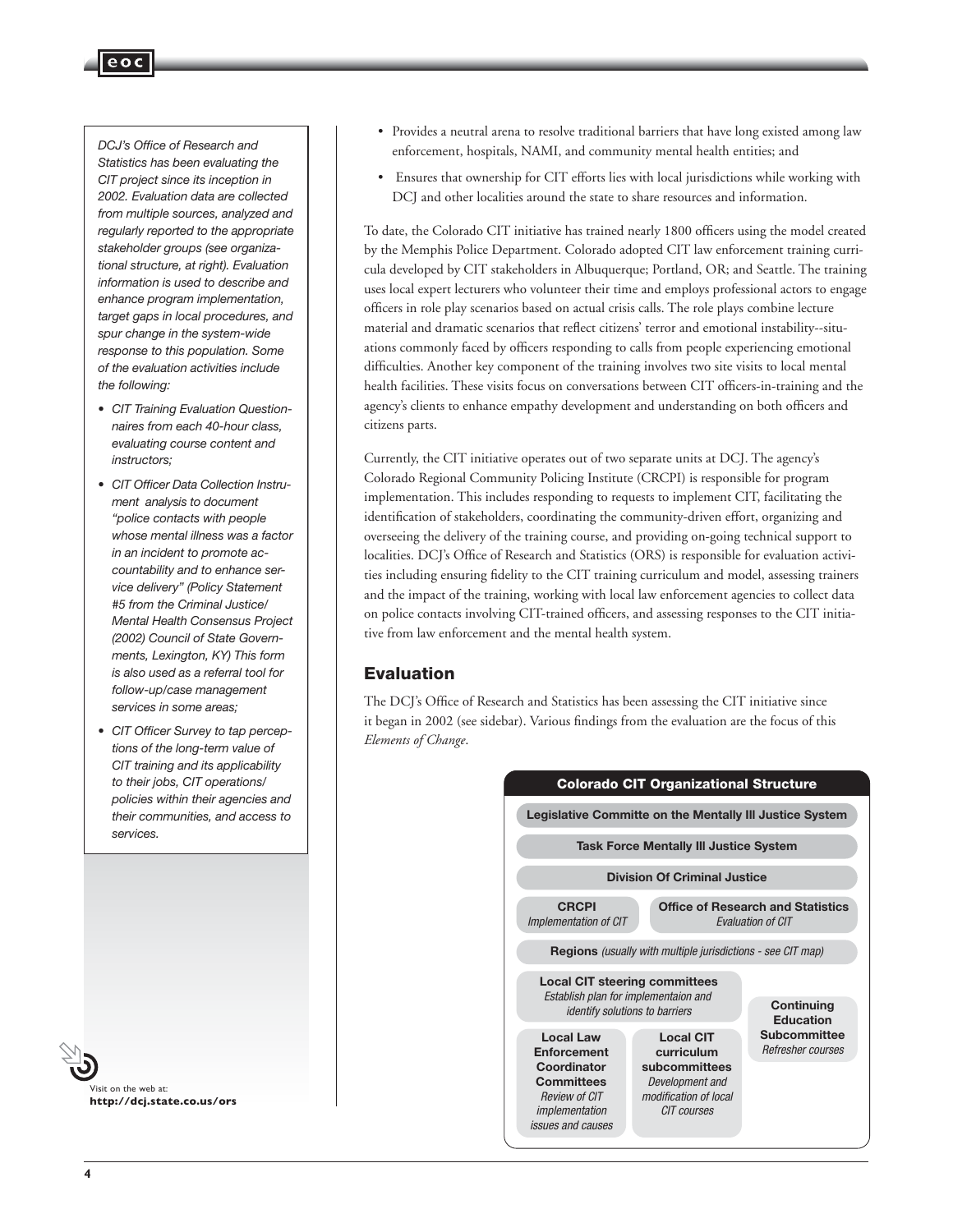*DCJ's Office of Research and Statistics has been evaluating the CIT project since its inception in 2002. Evaluation data are collected from multiple sources, analyzed and regularly reported to the appropriate stakeholder groups (see organizational structure, at right). Evaluation information is used to describe and enhance program implementation, target gaps in local procedures, and spur change in the system-wide response to this population. Some of the evaluation activities include the following:*

- *CIT Training Evaluation Questionnaires from each 40-hour class, evaluating course content and instructors;*
- *CIT Officer Data Collection Instrument analysis to document "police contacts with people whose mental illness was a factor in an incident to promote accountability and to enhance service delivery" (Policy Statement #5 from the Criminal Justice/Mental Health Consensus Project (2002) Council of State Governments, Lexington, KY) This form is also used as a referral tool for follow-up/case management services in some areas;*
- *CIT Officer Survey to tap perceptions of the long-term value of CIT training and its applicability to their jobs, CIT operations/policies within their agencies and their communities, and access to services.*

Visit on the web at:
**http://dcj.state.co.us/ors**

- Provides a neutral arena to resolve traditional barriers that have long existed among law enforcement, hospitals, NAMI, and community mental health entities; and
- Ensures that ownership for CIT efforts lies with local jurisdictions while working with DCJ and other localities around the state to share resources and information.

To date, the Colorado CIT initiative has trained nearly 1800 officers using the model created by the Memphis Police Department. Colorado adopted CIT law enforcement training curricula developed by CIT stakeholders in Albuquerque; Portland, OR; and Seattle. The training uses local expert lecturers who volunteer their time and employs professional actors to engage officers in role play scenarios based on actual crisis calls. The role plays combine lecture material and dramatic scenarios that reflect citizens' terror and emotional instability--situations commonly faced by officers responding to calls from people experiencing emotional difficulties. Another key component of the training involves two site visits to local mental health facilities. These visits focus on conversations between CIT officers-in-training and the agency's clients to enhance empathy development and understanding on both officers and citizens parts.

Currently, the CIT initiative operates out of two separate units at DCJ. The agency's Colorado Regional Community Policing Institute (CRCPI) is responsible for program implementation. This includes responding to requests to implement CIT, facilitating the identification of stakeholders, coordinating the community-driven effort, organizing and overseeing the delivery of the training course, and providing on-going technical support to localities. DCJ's Office of Research and Statistics (ORS) is responsible for evaluation activities including ensuring fidelity to the CIT training curriculum and model, assessing trainers and the impact of the training, working with local law enforcement agencies to collect data on police contacts involving CIT-trained officers, and assessing responses to the CIT initiative from law enforcement and the mental health system.

## Evaluation

The DCJ's Office of Research and Statistics has been assessing the CIT initiative since it began in 2002 (see sidebar). Various findings from the evaluation are the focus of this *Elements of Change*.

**Colorado CIT Organizational Structure**

- **Legislative Committe on the Mentally Ill Justice System**
- **Task Force Mentally Ill Justice System**
- **Division Of Criminal Justice**
- **CRCPI** *Implementation of CIT*
- **Office of Research and Statistics** *Evaluation of CIT*
- **Regions** *(usually with multiple jurisdictions - see CIT map)*
- **Local CIT steering committees** *Establish plan for implementaion and identify solutions to barriers*
- **Local Law Enforcement Coordinator Committees** *Review of CIT implementation issues and causes*
- **Local CIT curriculum subcommittees** *Development and modification of local CIT courses*
- **Continuing Education Subcommittee** *Refresher courses*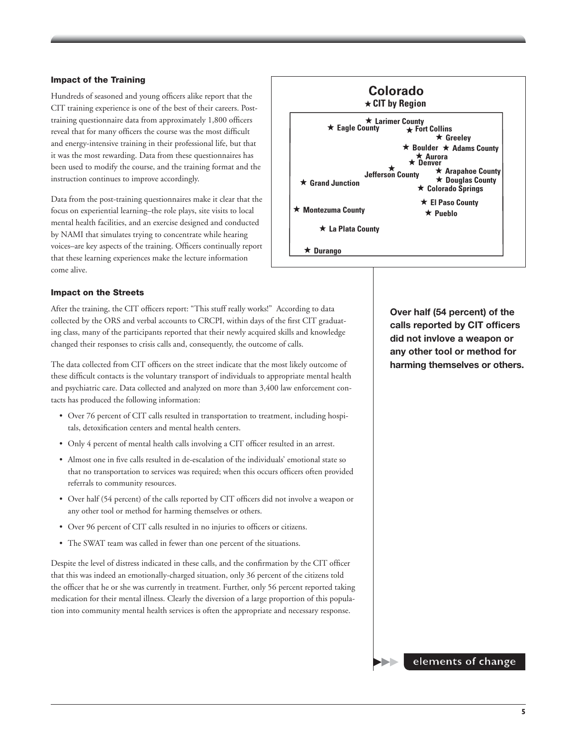### Impact of the Training

Hundreds of seasoned and young officers alike report that the CIT training experience is one of the best of their careers. Post-training questionnaire data from approximately 1,800 officers reveal that for many officers the course was the most difficult and energy-intensive training in their professional life, but that it was the most rewarding. Data from these questionnaires has been used to modify the course, and the training format and the instruction continues to improve accordingly.

Data from the post-training questionnaires make it clear that the focus on experiential learning–the role plays, site visits to local mental health facilities, and an exercise designed and conducted by NAMI that simulates trying to concentrate while hearing voices–are key aspects of the training. Officers continually report that these learning experiences make the lecture information come alive.

**Colorado**
**★ CIT by Region**

★ Larimer County
★ Eagle County
★ Fort Collins
★ Greeley
★ Boulder ★ Adams County
★ Aurora
★ Denver
★ Jefferson County
★ Arapahoe County
★ Douglas County
★ Grand Junction
★ Colorado Springs
★ El Paso County
★ Montezuma County
★ Pueblo
★ La Plata County
★ Durango

### Impact on the Streets

After the training, the CIT officers report: "This stuff really works!" According to data collected by the ORS and verbal accounts to CRCPI, within days of the first CIT graduating class, many of the participants reported that their newly acquired skills and knowledge changed their responses to crisis calls and, consequently, the outcome of calls.

The data collected from CIT officers on the street indicate that the most likely outcome of these difficult contacts is the voluntary transport of individuals to appropriate mental health and psychiatric care. Data collected and analyzed on more than 3,400 law enforcement contacts has produced the following information:

- Over 76 percent of CIT calls resulted in transportation to treatment, including hospitals, detoxification centers and mental health centers.
- Only 4 percent of mental health calls involving a CIT officer resulted in an arrest.
- Almost one in five calls resulted in de-escalation of the individuals' emotional state so that no transportation to services was required; when this occurs officers often provided referrals to community resources.
- Over half (54 percent) of the calls reported by CIT officers did not involve a weapon or any other tool or method for harming themselves or others.
- Over 96 percent of CIT calls resulted in no injuries to officers or citizens.
- The SWAT team was called in fewer than one percent of the situations.

Despite the level of distress indicated in these calls, and the confirmation by the CIT officer that this was indeed an emotionally-charged situation, only 36 percent of the citizens told the officer that he or she was currently in treatment. Further, only 56 percent reported taking medication for their mental illness. Clearly the diversion of a large proportion of this population into community mental health services is often the appropriate and necessary response.

**Over half (54 percent) of the calls reported by CIT officers did not invlove a weapon or any other tool or method for harming themselves or others.**

elements of change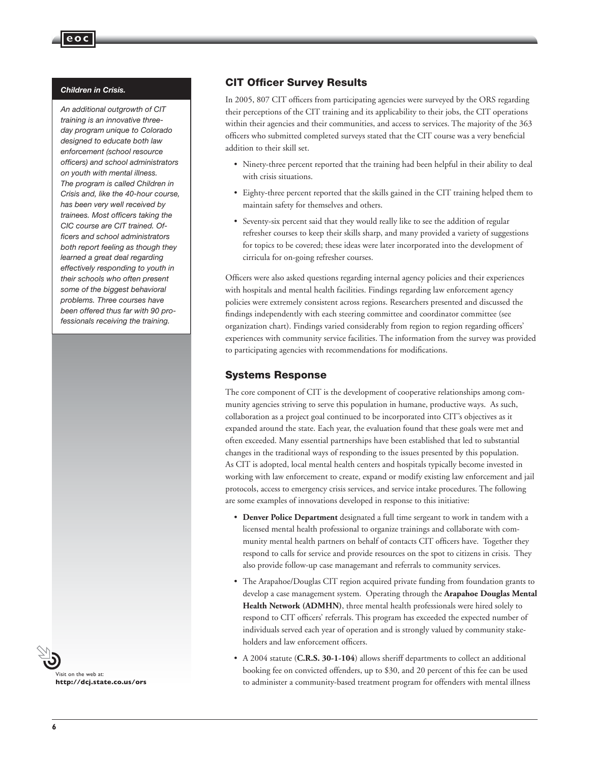**Children in Crisis.**

*An additional outgrowth of CIT training is an innovative three-day program unique to Colorado designed to educate both law enforcement (school resource officers) and school administrators on youth with mental illness. The program is called Children in Crisis and, like the 40-hour course, has been very well received by trainees. Most officers taking the CIC course are CIT trained. Officers and school administrators both report feeling as though they learned a great deal regarding effectively responding to youth in their schools who often present some of the biggest behavioral problems. Three courses have been offered thus far with 90 professionals receiving the training.*

## CIT Officer Survey Results

In 2005, 807 CIT officers from participating agencies were surveyed by the ORS regarding their perceptions of the CIT training and its applicability to their jobs, the CIT operations within their agencies and their communities, and access to services. The majority of the 363 officers who submitted completed surveys stated that the CIT course was a very beneficial addition to their skill set.

- Ninety-three percent reported that the training had been helpful in their ability to deal with crisis situations.
- Eighty-three percent reported that the skills gained in the CIT training helped them to maintain safety for themselves and others.
- Seventy-six percent said that they would really like to see the addition of regular refresher courses to keep their skills sharp, and many provided a variety of suggestions for topics to be covered; these ideas were later incorporated into the development of cirricula for on-going refresher courses.

Officers were also asked questions regarding internal agency policies and their experiences with hospitals and mental health facilities. Findings regarding law enforcement agency policies were extremely consistent across regions. Researchers presented and discussed the findings independently with each steering committee and coordinator committee (see organization chart). Findings varied considerably from region to region regarding officers' experiences with community service facilities. The information from the survey was provided to participating agencies with recommendations for modifications.

## Systems Response

The core component of CIT is the development of cooperative relationships among community agencies striving to serve this population in humane, productive ways. As such, collaboration as a project goal continued to be incorporated into CIT's objectives as it expanded around the state. Each year, the evaluation found that these goals were met and often exceeded. Many essential partnerships have been established that led to substantial changes in the traditional ways of responding to the issues presented by this population. As CIT is adopted, local mental health centers and hospitals typically become invested in working with law enforcement to create, expand or modify existing law enforcement and jail protocols, access to emergency crisis services, and service intake procedures. The following are some examples of innovations developed in response to this initiative:

- **Denver Police Department** designated a full time sergeant to work in tandem with a licensed mental health professional to organize trainings and collaborate with community mental health partners on behalf of contacts CIT officers have. Together they respond to calls for service and provide resources on the spot to citizens in crisis. They also provide follow-up case managemant and referrals to community services.
- The Arapahoe/Douglas CIT region acquired private funding from foundation grants to develop a case management system. Operating through the **Arapahoe Douglas Mental Health Network (ADMHN)**, three mental health professionals were hired solely to respond to CIT officers' referrals. This program has exceeded the expected number of individuals served each year of operation and is strongly valued by community stakeholders and law enforcement officers.
- A 2004 statute (**C.R.S. 30-1-104**) allows sheriff departments to collect an additional booking fee on convicted offenders, up to $30, and 20 percent of this fee can be used to administer a community-based treatment program for offenders with mental illness

Visit on the web at:
**http://dcj.state.co.us/ors**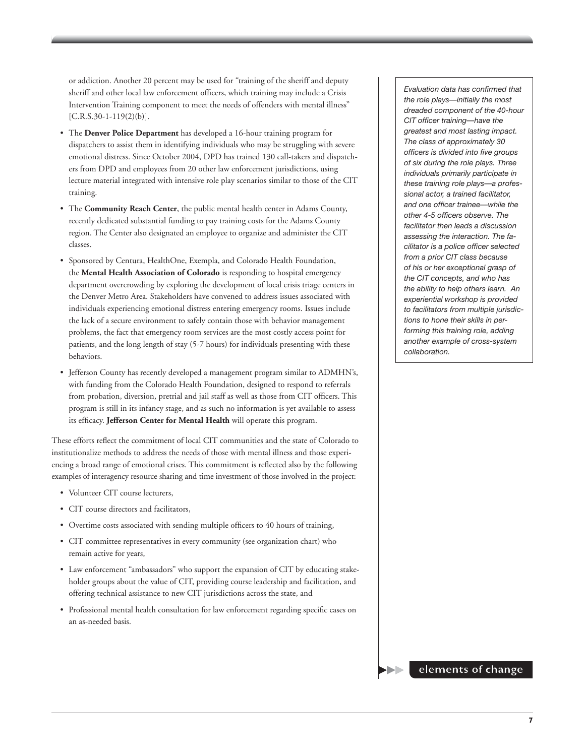or addiction. Another 20 percent may be used for "training of the sheriff and deputy sheriff and other local law enforcement officers, which training may include a Crisis Intervention Training component to meet the needs of offenders with mental illness" [C.R.S.30-1-119(2)(b)].

- The **Denver Police Department** has developed a 16-hour training program for dispatchers to assist them in identifying individuals who may be struggling with severe emotional distress. Since October 2004, DPD has trained 130 call-takers and dispatchers from DPD and employees from 20 other law enforcement jurisdictions, using lecture material integrated with intensive role play scenarios similar to those of the CIT training.
- The **Community Reach Center**, the public mental health center in Adams County, recently dedicated substantial funding to pay training costs for the Adams County region. The Center also designated an employee to organize and administer the CIT classes.
- Sponsored by Centura, HealthOne, Exempla, and Colorado Health Foundation, the **Mental Health Association of Colorado** is responding to hospital emergency department overcrowding by exploring the development of local crisis triage centers in the Denver Metro Area. Stakeholders have convened to address issues associated with individuals experiencing emotional distress entering emergency rooms. Issues include the lack of a secure environment to safely contain those with behavior management problems, the fact that emergency room services are the most costly access point for patients, and the long length of stay (5-7 hours) for individuals presenting with these behaviors.
- Jefferson County has recently developed a management program similar to ADMHN's, with funding from the Colorado Health Foundation, designed to respond to referrals from probation, diversion, pretrial and jail staff as well as those from CIT officers. This program is still in its infancy stage, and as such no information is yet available to assess its efficacy. **Jefferson Center for Mental Health** will operate this program.

These efforts reflect the commitment of local CIT communities and the state of Colorado to institutionalize methods to address the needs of those with mental illness and those experiencing a broad range of emotional crises. This commitment is reflected also by the following examples of interagency resource sharing and time investment of those involved in the project:

- Volunteer CIT course lecturers,
- CIT course directors and facilitators,
- Overtime costs associated with sending multiple officers to 40 hours of training,
- CIT committee representatives in every community (see organization chart) who remain active for years,
- Law enforcement "ambassadors" who support the expansion of CIT by educating stakeholder groups about the value of CIT, providing course leadership and facilitation, and offering technical assistance to new CIT jurisdictions across the state, and
- Professional mental health consultation for law enforcement regarding specific cases on an as-needed basis.

*Evaluation data has confirmed that the role plays—initially the most dreaded component of the 40-hour CIT officer training—have the greatest and most lasting impact. The class of approximately 30 officers is divided into five groups of six during the role plays. Three individuals primarily participate in these training role plays—a professional actor, a trained facilitator, and one officer trainee—while the other 4-5 officers observe. The facilitator then leads a discussion assessing the interaction. The facilitator is a police officer selected from a prior CIT class because of his or her exceptional grasp of the CIT concepts, and who has the ability to help others learn. An experiential workshop is provided to facilitators from multiple jurisdictions to hone their skills in performing this training role, adding another example of cross-system collaboration.*

elements of change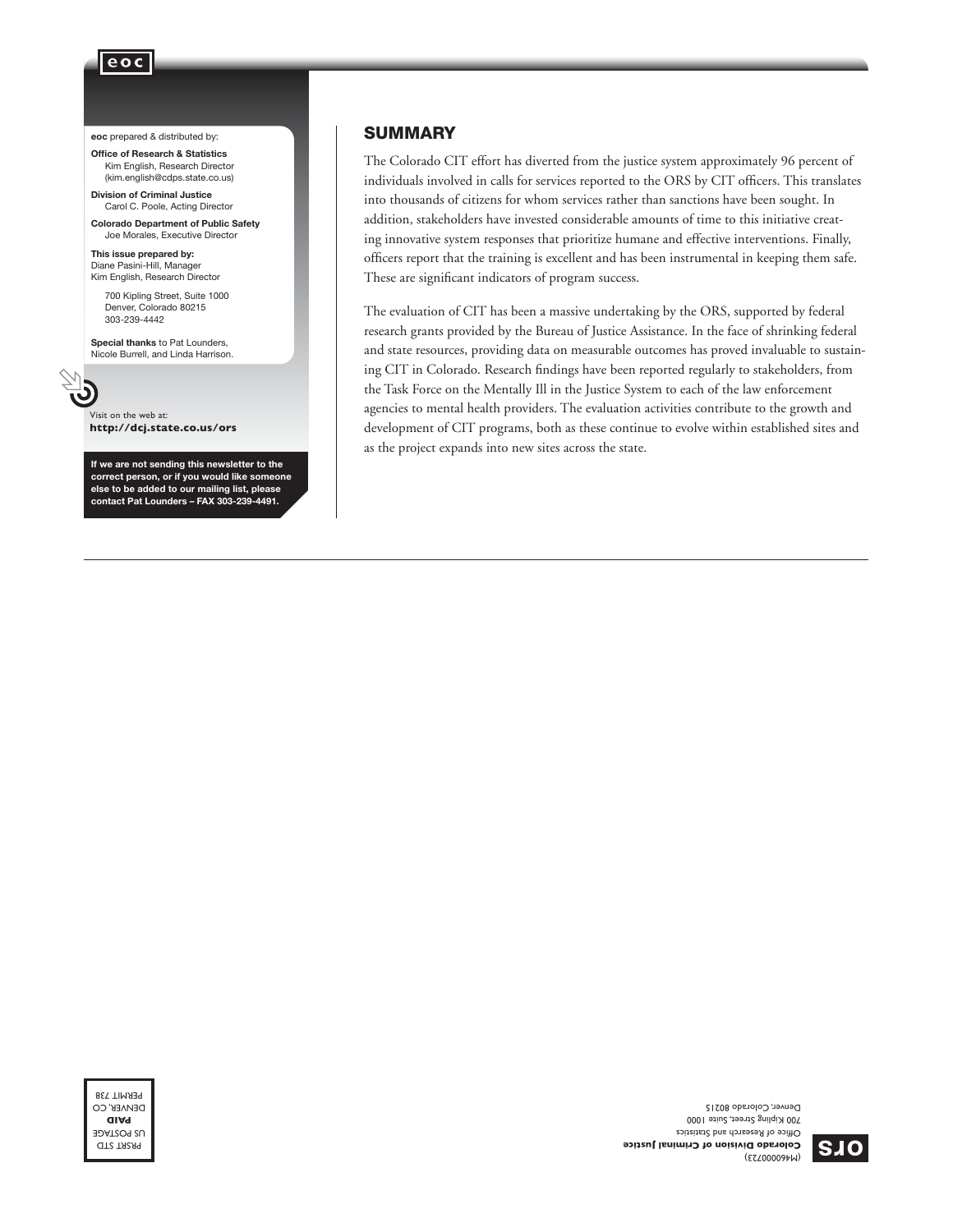eoc

**eoc** prepared & distributed by:

**Office of Research & Statistics**
Kim English, Research Director
(kim.english@cdps.state.co.us)

**Division of Criminal Justice**
Carol C. Poole, Acting Director

**Colorado Department of Public Safety**
Joe Morales, Executive Director

**This issue prepared by:**
Diane Pasini-Hill, Manager
Kim English, Research Director

700 Kipling Street, Suite 1000
Denver, Colorado 80215
303-239-4442

**Special thanks** to Pat Lounders, Nicole Burrell, and Linda Harrison.

Visit on the web at:
**http://dcj.state.co.us/ors**

**If we are not sending this newsletter to the correct person, or if you would like someone else to be added to our mailing list, please contact Pat Lounders – FAX 303-239-4491.**

## SUMMARY

The Colorado CIT effort has diverted from the justice system approximately 96 percent of individuals involved in calls for services reported to the ORS by CIT officers. This translates into thousands of citizens for whom services rather than sanctions have been sought. In addition, stakeholders have invested considerable amounts of time to this initiative creating innovative system responses that prioritize humane and effective interventions. Finally, officers report that the training is excellent and has been instrumental in keeping them safe. These are significant indicators of program success.

The evaluation of CIT has been a massive undertaking by the ORS, supported by federal research grants provided by the Bureau of Justice Assistance. In the face of shrinking federal and state resources, providing data on measurable outcomes has proved invaluable to sustaining CIT in Colorado. Research findings have been reported regularly to stakeholders, from the Task Force on the Mentally Ill in the Justice System to each of the law enforcement agencies to mental health providers. The evaluation activities contribute to the growth and development of CIT programs, both as these continue to evolve within established sites and as the project expands into new sites across the state.

PRSRT STD
US POSTAGE
**PAID**
DENVER, CO
PERMIT 738

ORS
(M46000723)
**Colorado Division of Criminal Justice**
Office of Research and Statistics
700 Kipling Street, Suite 1000
Denver, Colorado 80215